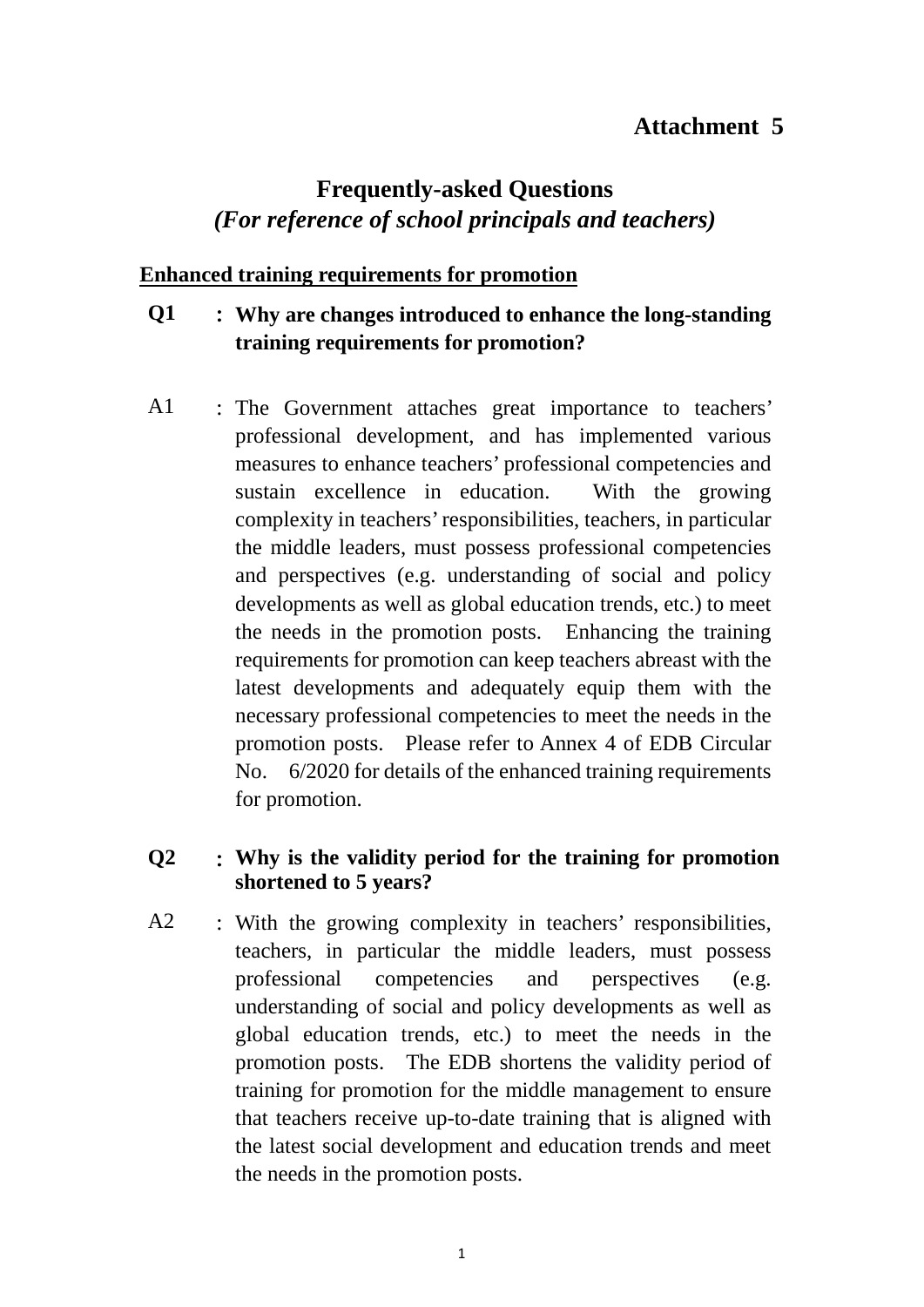**Attachment 5**

# Frequently-asked Questions

## *(For reference of school principals and teachers)*

### Enhanced training requirements for promotion

**Q1 : Why are changes introduced to enhance the long-standing training requirements for promotion?**

A1 : The Government attaches great importance to teachers' professional development, and has implemented various measures to enhance teachers' professional competencies and sustain excellence in education. With the growing complexity in teachers' responsibilities, teachers, in particular the middle leaders, must possess professional competencies and perspectives (e.g. understanding of social and policy developments as well as global education trends, etc.) to meet the needs in the promotion posts. Enhancing the training requirements for promotion can keep teachers abreast with the latest developments and adequately equip them with the necessary professional competencies to meet the needs in the promotion posts. Please refer to Annex 4 of EDB Circular No. 6/2020 for details of the enhanced training requirements for promotion.

**Q2 : Why is the validity period for the training for promotion shortened to 5 years?**

A2 : With the growing complexity in teachers' responsibilities, teachers, in particular the middle leaders, must possess professional competencies and perspectives (e.g. understanding of social and policy developments as well as global education trends, etc.) to meet the needs in the promotion posts. The EDB shortens the validity period of training for promotion for the middle management to ensure that teachers receive up-to-date training that is aligned with the latest social development and education trends and meet the needs in the promotion posts.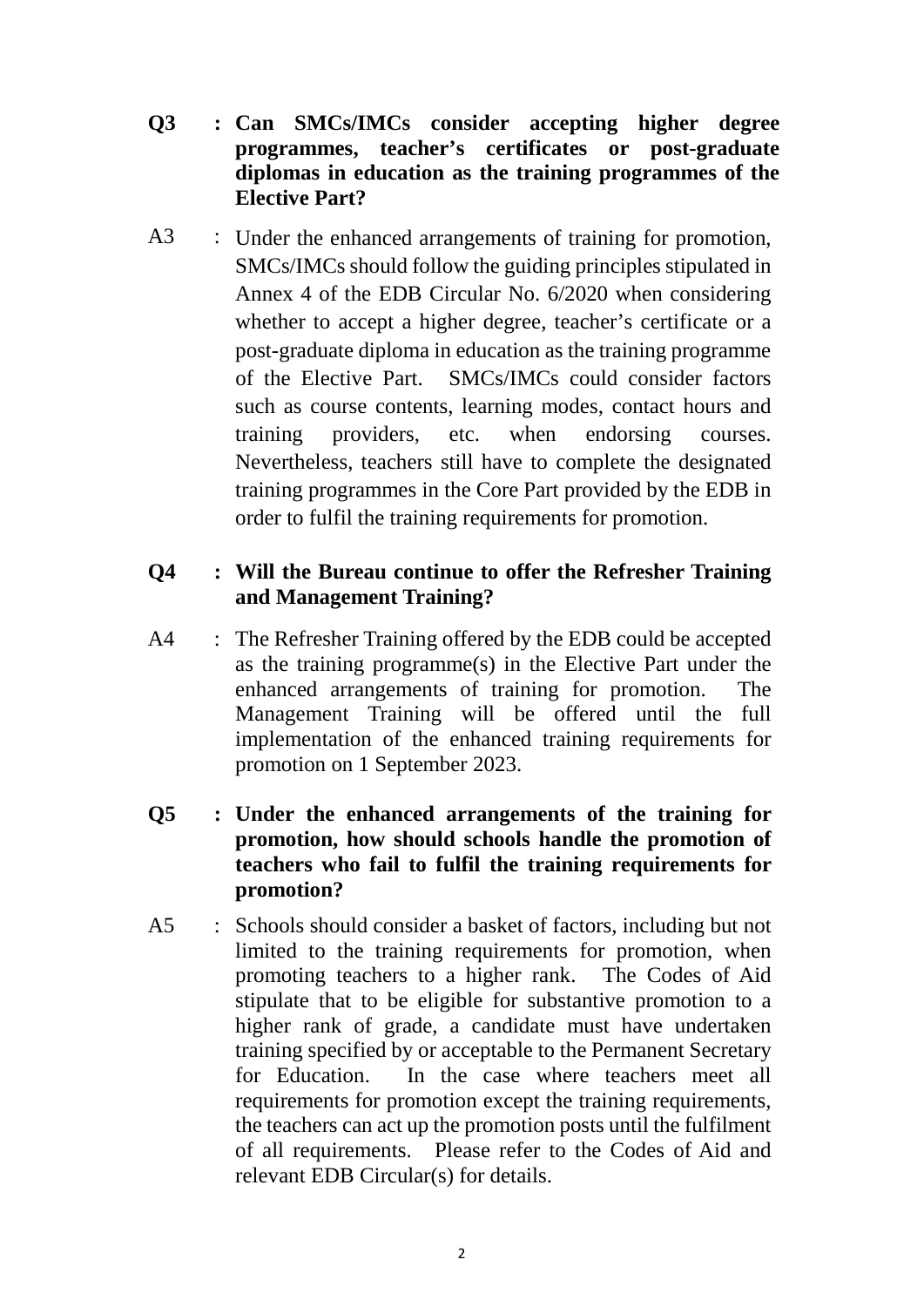**Q3 : Can SMCs/IMCs consider accepting higher degree programmes, teacher's certificates or post-graduate diplomas in education as the training programmes of the Elective Part?**

A3 : Under the enhanced arrangements of training for promotion, SMCs/IMCs should follow the guiding principles stipulated in Annex 4 of the EDB Circular No. 6/2020 when considering whether to accept a higher degree, teacher's certificate or a post-graduate diploma in education as the training programme of the Elective Part. SMCs/IMCs could consider factors such as course contents, learning modes, contact hours and training providers, etc. when endorsing courses. Nevertheless, teachers still have to complete the designated training programmes in the Core Part provided by the EDB in order to fulfil the training requirements for promotion.

**Q4 : Will the Bureau continue to offer the Refresher Training and Management Training?**

A4 : The Refresher Training offered by the EDB could be accepted as the training programme(s) in the Elective Part under the enhanced arrangements of training for promotion. The Management Training will be offered until the full implementation of the enhanced training requirements for promotion on 1 September 2023.

**Q5 : Under the enhanced arrangements of the training for promotion, how should schools handle the promotion of teachers who fail to fulfil the training requirements for promotion?**

A5 : Schools should consider a basket of factors, including but not limited to the training requirements for promotion, when promoting teachers to a higher rank. The Codes of Aid stipulate that to be eligible for substantive promotion to a higher rank of grade, a candidate must have undertaken training specified by or acceptable to the Permanent Secretary for Education. In the case where teachers meet all requirements for promotion except the training requirements, the teachers can act up the promotion posts until the fulfilment of all requirements. Please refer to the Codes of Aid and relevant EDB Circular(s) for details.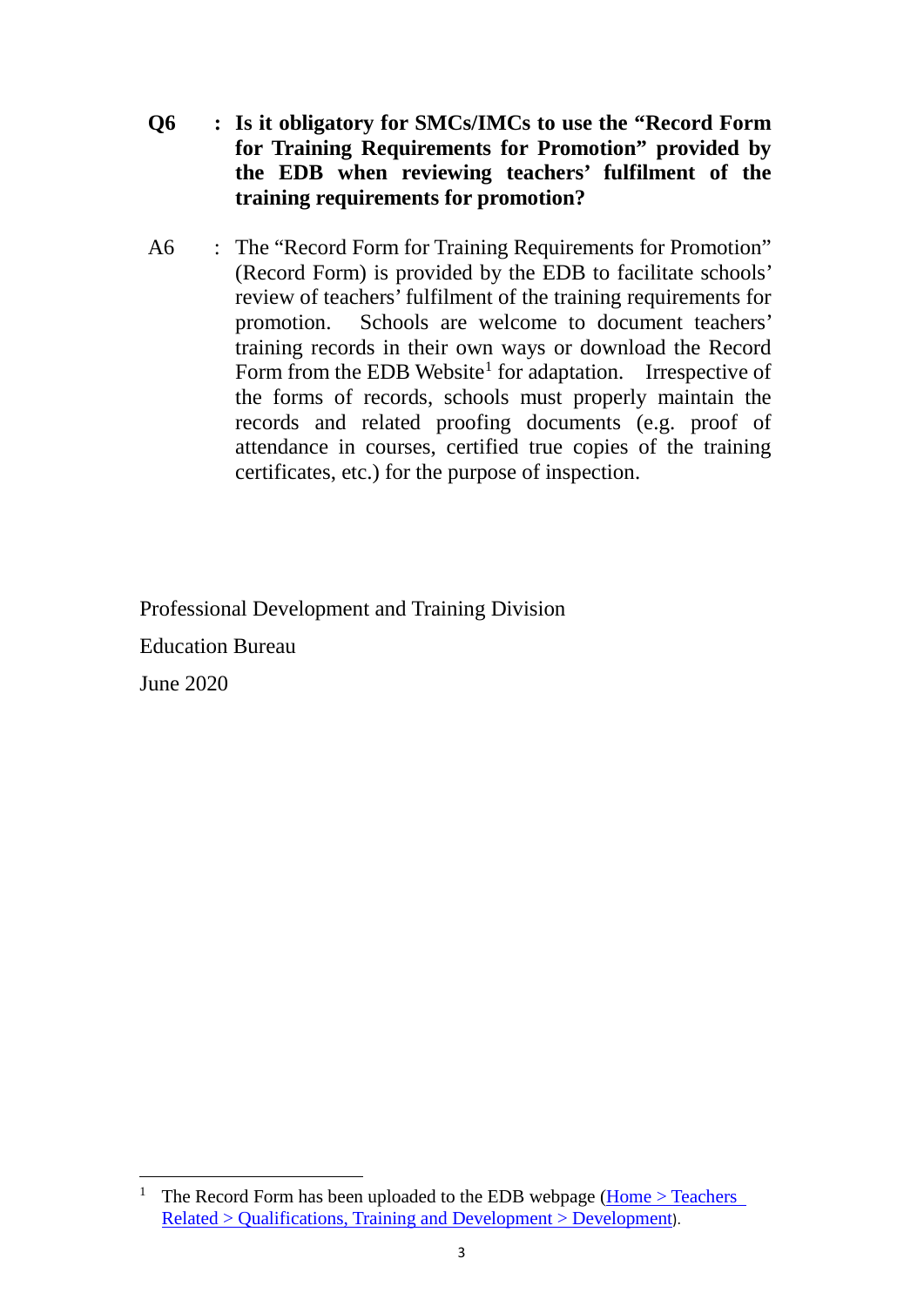**Q6 : Is it obligatory for SMCs/IMCs to use the "Record Form for Training Requirements for Promotion" provided by the EDB when reviewing teachers' fulfilment of the training requirements for promotion?**

A6 : The "Record Form for Training Requirements for Promotion" (Record Form) is provided by the EDB to facilitate schools' review of teachers' fulfilment of the training requirements for promotion. Schools are welcome to document teachers' training records in their own ways or download the Record Form from the EDB Website[1] for adaptation. Irrespective of the forms of records, schools must properly maintain the records and related proofing documents (e.g. proof of attendance in courses, certified true copies of the training certificates, etc.) for the purpose of inspection.

Professional Development and Training Division

Education Bureau

June 2020

---

[1] The Record Form has been uploaded to the EDB webpage (Home > Teachers Related > Qualifications, Training and Development > Development).